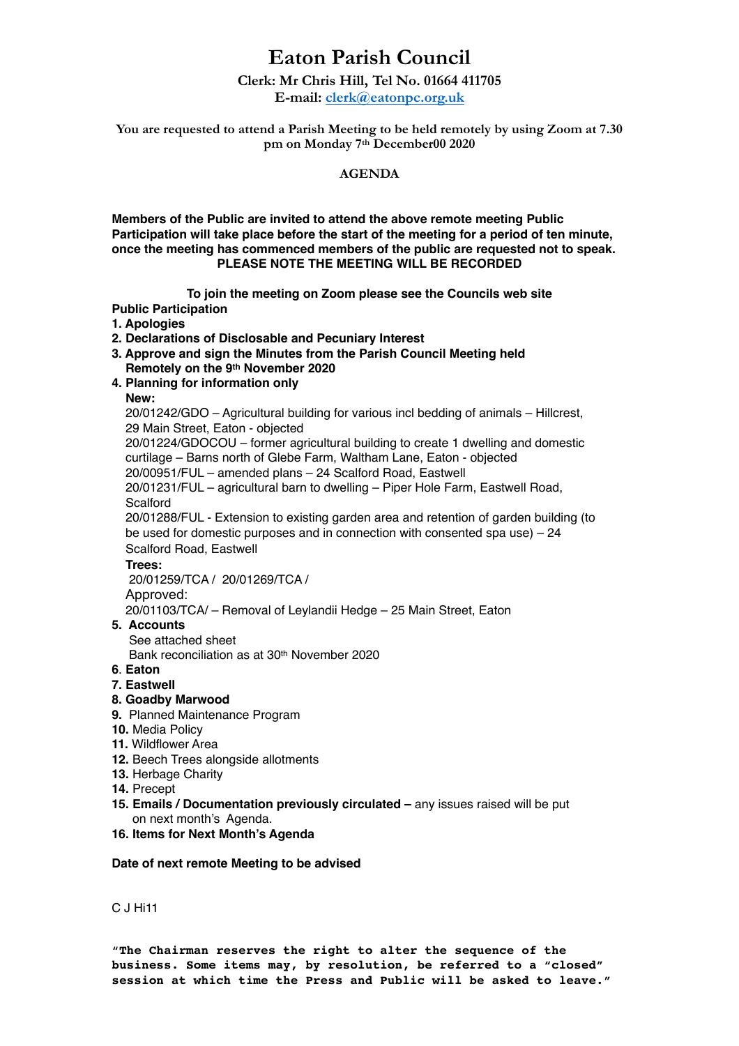// Eaton Parish Council meeting agenda
# Eaton Parish Council

**Clerk: Mr Chris Hill, Tel No. 01664 411705**
**E-mail: clerk@eatonpc.org.uk**

**You are requested to attend a Parish Meeting to be held remotely by using Zoom at 7.30 pm on Monday 7th December00 2020**

**AGENDA**

**Members of the Public are invited to attend the above remote meeting Public Participation will take place before the start of the meeting for a period of ten minute, once the meeting has commenced members of the public are requested not to speak.**
**PLEASE NOTE THE MEETING WILL BE RECORDED**

**To join the meeting on Zoom please see the Councils web site**

**Public Participation**

1. **Apologies**
2. **Declarations of Disclosable and Pecuniary Interest**
3. **Approve and sign the Minutes from the Parish Council Meeting held Remotely on the 9th November 2020**
4. **Planning for information only**

   **New:**

   20/01242/GDO – Agricultural building for various incl bedding of animals – Hillcrest, 29 Main Street, Eaton - objected
   20/01224/GDOCOU – former agricultural building to create 1 dwelling and domestic curtilage – Barns north of Glebe Farm, Waltham Lane, Eaton - objected
   20/00951/FUL – amended plans – 24 Scalford Road, Eastwell
   20/01231/FUL – agricultural barn to dwelling – Piper Hole Farm, Eastwell Road, Scalford
   20/01288/FUL - Extension to existing garden area and retention of garden building (to be used for domestic purposes and in connection with consented spa use) – 24 Scalford Road, Eastwell

   **Trees:**

   20/01259/TCA / 20/01269/TCA /

   Approved:

   20/01103/TCA/ – Removal of Leylandii Hedge – 25 Main Street, Eaton

5. **Accounts**

   See attached sheet
   Bank reconciliation as at 30th November 2020

6. **Eaton**
7. **Eastwell**
8. **Goadby Marwood**
9. Planned Maintenance Program
10. Media Policy
11. Wildflower Area
12. Beech Trees alongside allotments
13. Herbage Charity
14. Precept
15. **Emails / Documentation previously circulated –** any issues raised will be put on next month's Agenda.
16. **Items for Next Month's Agenda**

**Date of next remote Meeting to be advised**

C J Hi11

**"The Chairman reserves the right to alter the sequence of the business. Some items may, by resolution, be referred to a "closed" session at which time the Press and Public will be asked to leave."**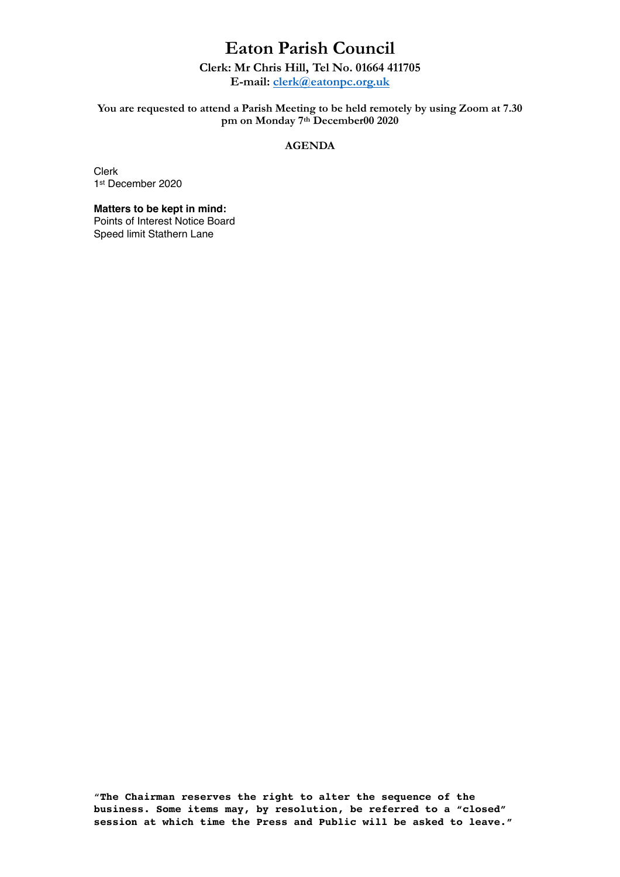# Eaton Parish Council

**Clerk: Mr Chris Hill, Tel No. 01664 411705**
**E-mail: clerk@eatonpc.org.uk**

**You are requested to attend a Parish Meeting to be held remotely by using Zoom at 7.30 pm on Monday 7th December00 2020**

**AGENDA**

Clerk
1st December 2020

**Matters to be kept in mind:**
Points of Interest Notice Board
Speed limit Stathern Lane

**"The Chairman reserves the right to alter the sequence of the business. Some items may, by resolution, be referred to a "closed" session at which time the Press and Public will be asked to leave."**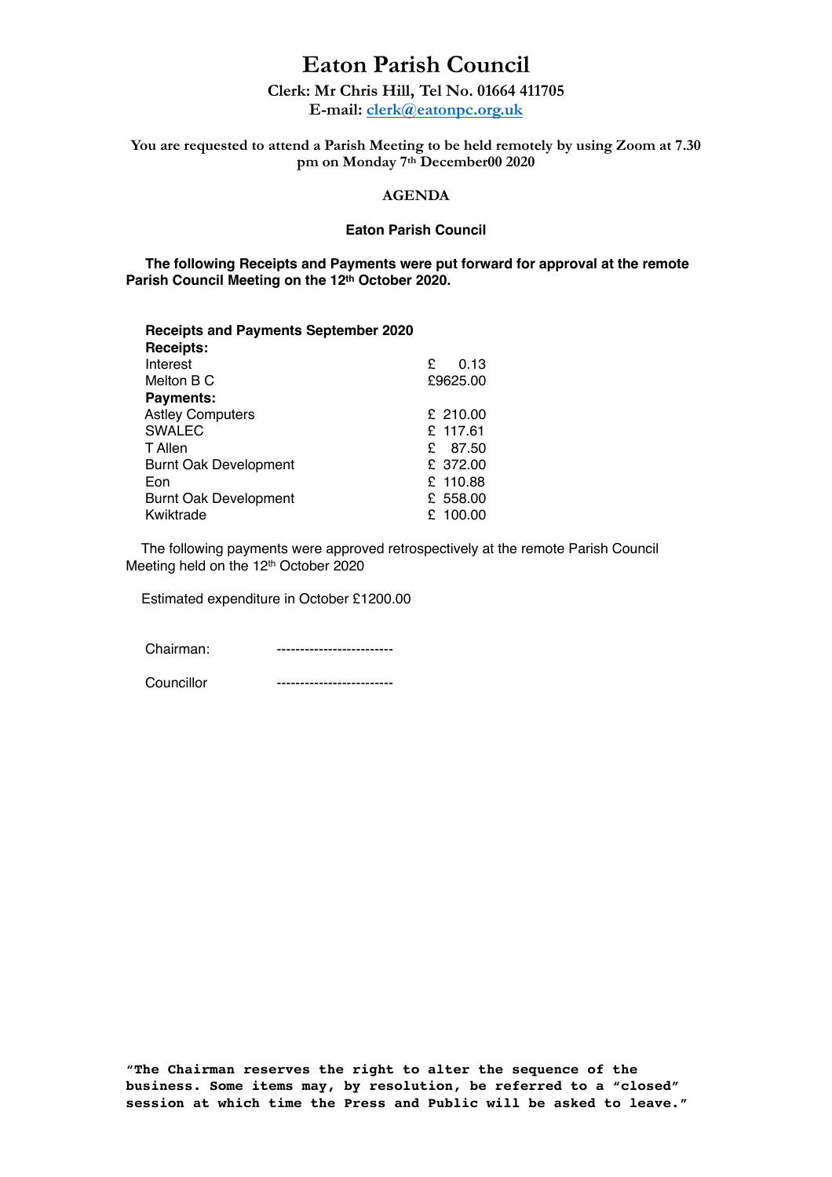# Eaton Parish Council

**Clerk: Mr Chris Hill, Tel No. 01664 411705**
**E-mail: clerk@eatonpc.org.uk**

**You are requested to attend a Parish Meeting to be held remotely by using Zoom at 7.30 pm on Monday 7th December00 2020**

**AGENDA**

**Eaton Parish Council**

**The following Receipts and Payments were put forward for approval at the remote Parish Council Meeting on the 12th October 2020.**

| | |
|---|---|
| **Receipts and Payments September 2020** | |
| **Receipts:** | |
| Interest | £ 0.13 |
| Melton B C | £9625.00 |
| **Payments:** | |
| Astley Computers | £ 210.00 |
| SWALEC | £ 117.61 |
| T Allen | £ 87.50 |
| Burnt Oak Development | £ 372.00 |
| Eon | £ 110.88 |
| Burnt Oak Development | £ 558.00 |
| Kwiktrade | £ 100.00 |

The following payments were approved retrospectively at the remote Parish Council Meeting held on the 12th October 2020

Estimated expenditure in October £1200.00

Chairman: -------------------------

Councillor -------------------------

**"The Chairman reserves the right to alter the sequence of the business. Some items may, by resolution, be referred to a "closed" session at which time the Press and Public will be asked to leave."**